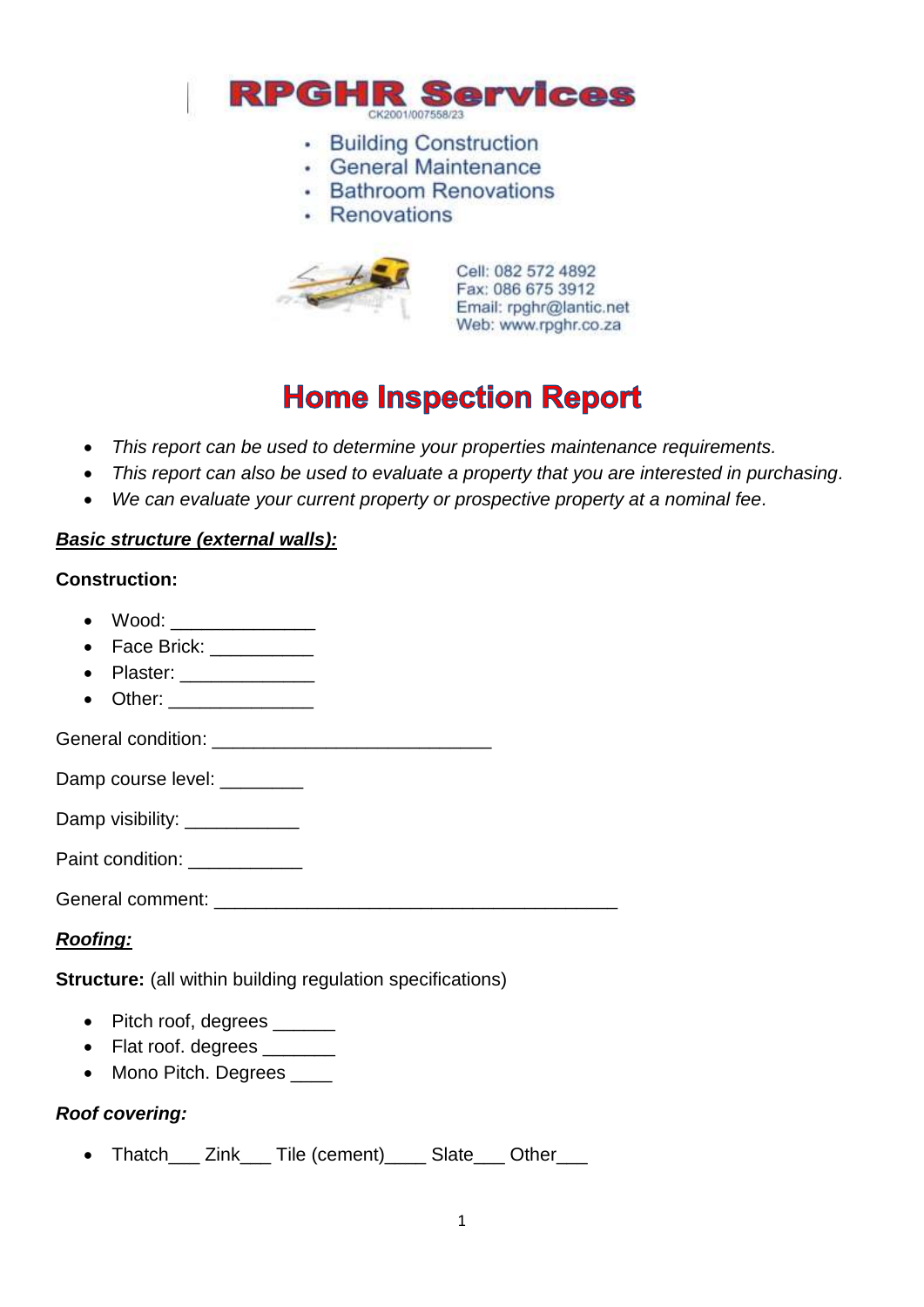# RPGHR Services

CK2001/007558/23

- Building Construction
- General Maintenance
- Bathroom Renovations
- Renovations

Cell: 082 572 4892
Fax: 086 675 3912
Email: rpghr@lantic.net
Web: www.rpghr.co.za

# Home Inspection Report

- *This report can be used to determine your properties maintenance requirements.*
- *This report can also be used to evaluate a property that you are interested in purchasing.*
- *We can evaluate your current property or prospective property at a nominal fee.*

***Basic structure (external walls):***

**Construction:**

- Wood: _____________
- Face Brick: __________
- Plaster: _____________
- Other: ______________

General condition: __________________________

Damp course level: ________

Damp visibility: ___________

Paint condition: ___________

General comment: ______________________________________

***Roofing:***

**Structure:** (all within building regulation specifications)

- Pitch roof, degrees ______
- Flat roof. degrees _______
- Mono Pitch. Degrees ____

***Roof covering:***

- Thatch___ Zink___ Tile (cement)____ Slate___ Other___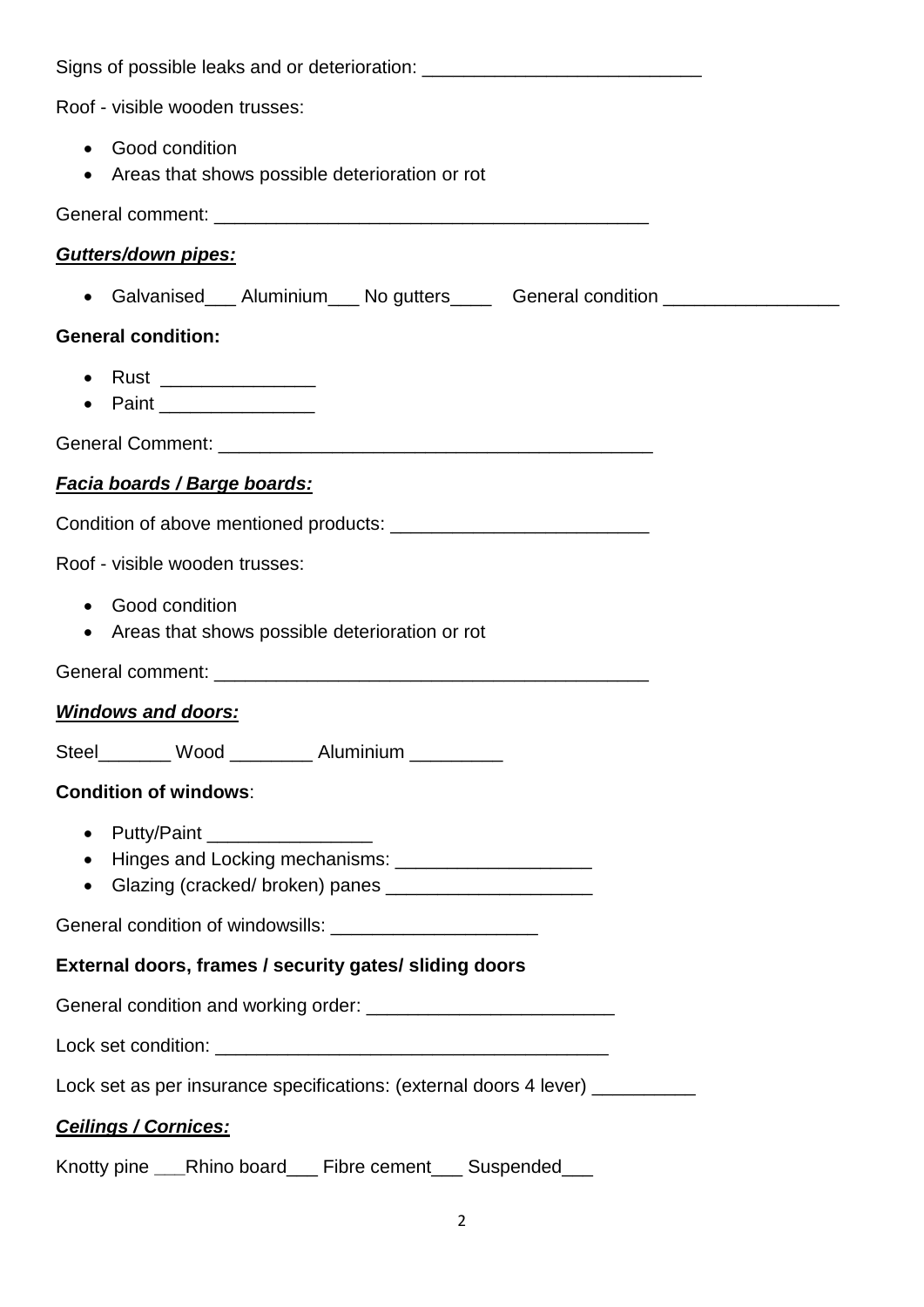Signs of possible leaks and or deterioration: ___________________________

Roof - visible wooden trusses:

- Good condition
- Areas that shows possible deterioration or rot

General comment: __________________________________________

***Gutters/down pipes:***

- Galvanised___ Aluminium___ No gutters____ General condition _________________

**General condition:**

- Rust _______________
- Paint _______________

General Comment: __________________________________________

***Facia boards / Barge boards:***

Condition of above mentioned products: _________________________

Roof - visible wooden trusses:

- Good condition
- Areas that shows possible deterioration or rot

General comment: __________________________________________

***Windows and doors:***

Steel_______ Wood ________ Aluminium _________

**Condition of windows**:

- Putty/Paint ________________
- Hinges and Locking mechanisms: ___________________
- Glazing (cracked/ broken) panes ____________________

General condition of windowsills: ____________________

**External doors, frames / security gates/ sliding doors**

General condition and working order: ________________________

Lock set condition: ______________________________________

Lock set as per insurance specifications: (external doors 4 lever) __________

***Ceilings / Cornices:***

Knotty pine ___Rhino board___ Fibre cement___ Suspended___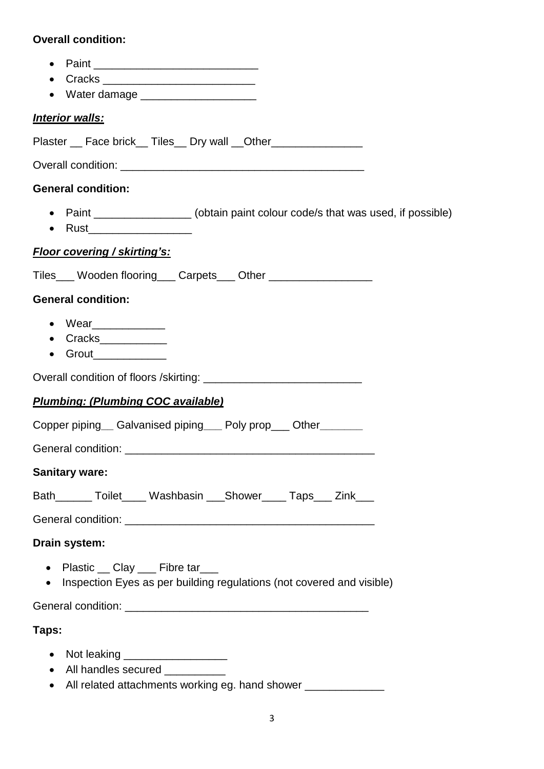**Overall condition:**

- Paint __________________________
- Cracks _________________________
- Water damage ___________________

***Interior walls:***

Plaster __ Face brick__ Tiles__ Dry wall __Other_______________

Overall condition: _______________________________________

**General condition:**

- Paint ________________ (obtain paint colour code/s that was used, if possible)
- Rust_________________

***Floor covering / skirting's:***

Tiles___ Wooden flooring___ Carpets___ Other _________________

**General condition:**

- Wear____________
- Cracks___________
- Grout____________

Overall condition of floors /skirting: _________________________

***Plumbing: (Plumbing COC available)***

Copper piping__ Galvanised piping___ Poly prop___ Other_______

General condition: ________________________________________

**Sanitary ware:**

Bath______ Toilet____ Washbasin ___Shower____ Taps___ Zink___

General condition: ________________________________________

**Drain system:**

- Plastic __ Clay ___ Fibre tar___
- Inspection Eyes as per building regulations (not covered and visible)

General condition: _______________________________________

**Taps:**

- Not leaking _________________
- All handles secured __________
- All related attachments working eg. hand shower _____________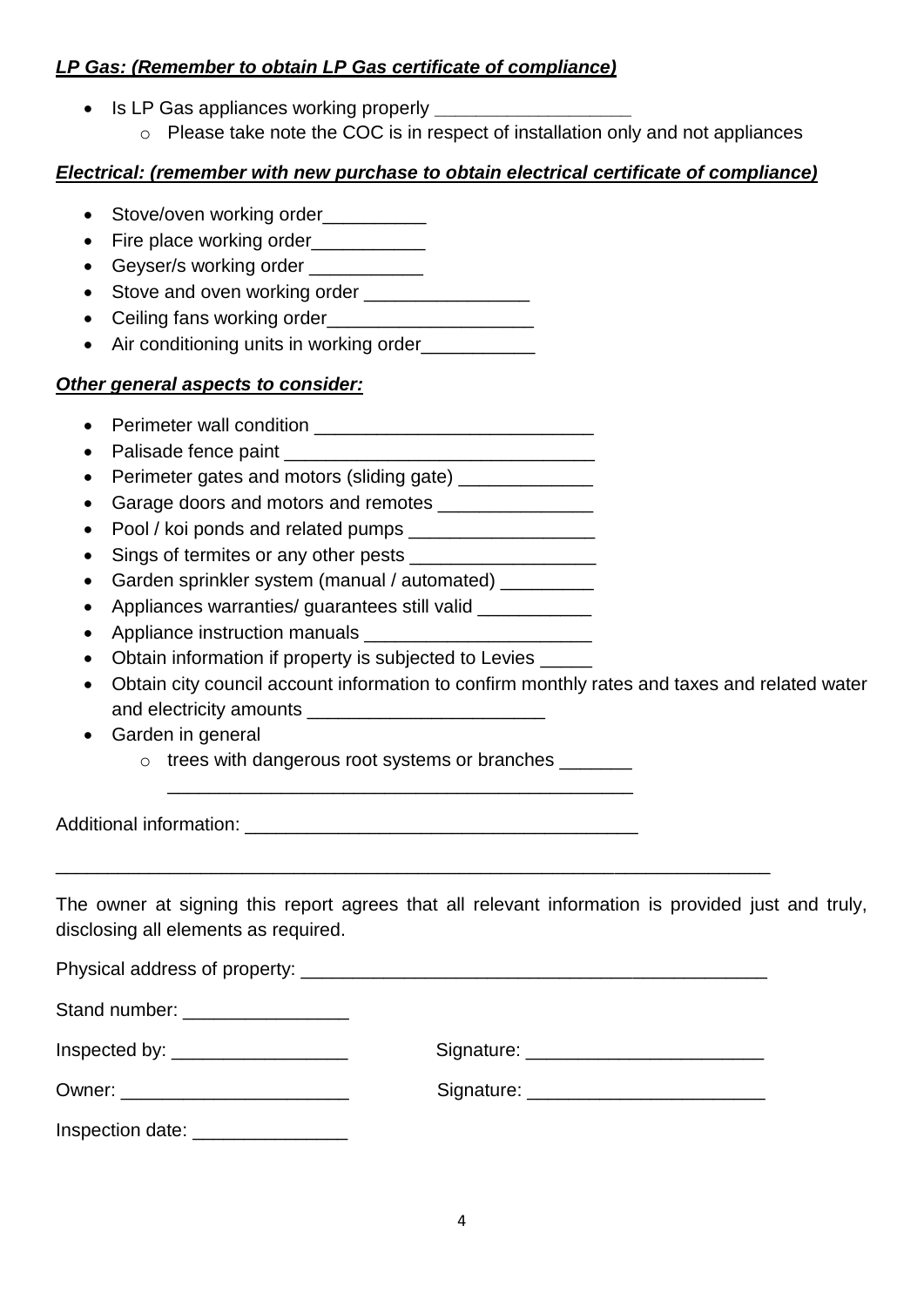***LP Gas: (Remember to obtain LP Gas certificate of compliance)***

- Is LP Gas appliances working properly ___________________
  - Please take note the COC is in respect of installation only and not appliances

***Electrical: (remember with new purchase to obtain electrical certificate of compliance)***

- Stove/oven working order__________
- Fire place working order___________
- Geyser/s working order ___________
- Stove and oven working order ________________
- Ceiling fans working order____________________
- Air conditioning units in working order___________

***Other general aspects to consider:***

- Perimeter wall condition ___________________________
- Palisade fence paint ______________________________
- Perimeter gates and motors (sliding gate) _____________
- Garage doors and motors and remotes _______________
- Pool / koi ponds and related pumps __________________
- Sings of termites or any other pests __________________
- Garden sprinkler system (manual / automated) _________
- Appliances warranties/ guarantees still valid ___________
- Appliance instruction manuals ______________________
- Obtain information if property is subjected to Levies _____
- Obtain city council account information to confirm monthly rates and taxes and related water and electricity amounts ______________________
- Garden in general
  - trees with dangerous root systems or branches _______ _____________________________________________

Additional information: ____________________________________

_________________________________________________________________________

The owner at signing this report agrees that all relevant information is provided just and truly, disclosing all elements as required.

Physical address of property: _____________________________________________

Stand number: ________________

Inspected by: _________________ Signature: _______________________

Owner: ______________________ Signature: _______________________

Inspection date: _______________